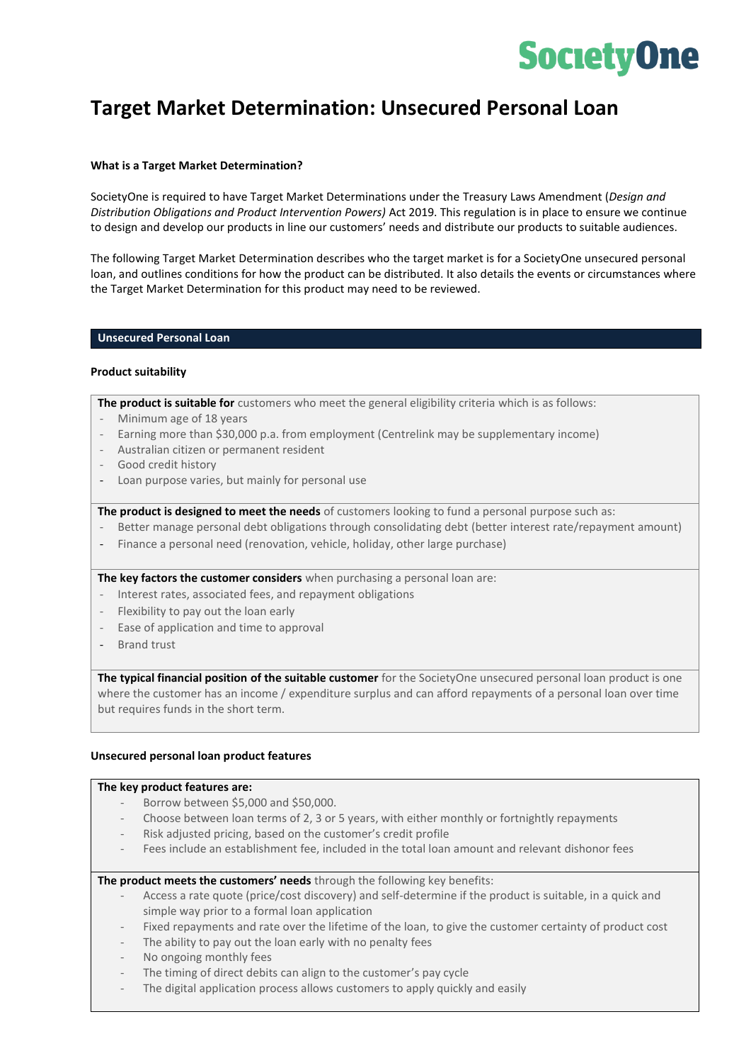SocietyOne

# Target Market Determination: Unsecured Personal Loan

### What is a Target Market Determination?

SocietyOne is required to have Target Market Determinations under the Treasury Laws Amendment (*Design and Distribution Obligations and Product Intervention Powers)* Act 2019. This regulation is in place to ensure we continue to design and develop our products in line our customers' needs and distribute our products to suitable audiences.

The following Target Market Determination describes who the target market is for a SocietyOne unsecured personal loan, and outlines conditions for how the product can be distributed. It also details the events or circumstances where the Target Market Determination for this product may need to be reviewed.

## Unsecured Personal Loan

### Product suitability

**The product is suitable for** customers who meet the general eligibility criteria which is as follows:

- Minimum age of 18 years
- Earning more than $30,000 p.a. from employment (Centrelink may be supplementary income)
- Australian citizen or permanent resident
- Good credit history
- Loan purpose varies, but mainly for personal use

**The product is designed to meet the needs** of customers looking to fund a personal purpose such as:

- Better manage personal debt obligations through consolidating debt (better interest rate/repayment amount)
- Finance a personal need (renovation, vehicle, holiday, other large purchase)

**The key factors the customer considers** when purchasing a personal loan are:

- Interest rates, associated fees, and repayment obligations
- Flexibility to pay out the loan early
- Ease of application and time to approval
- Brand trust

**The typical financial position of the suitable customer** for the SocietyOne unsecured personal loan product is one where the customer has an income / expenditure surplus and can afford repayments of a personal loan over time but requires funds in the short term.

### Unsecured personal loan product features

**The key product features are:**

- Borrow between $5,000 and $50,000.
- Choose between loan terms of 2, 3 or 5 years, with either monthly or fortnightly repayments
- Risk adjusted pricing, based on the customer's credit profile
- Fees include an establishment fee, included in the total loan amount and relevant dishonor fees

**The product meets the customers' needs** through the following key benefits:

- Access a rate quote (price/cost discovery) and self-determine if the product is suitable, in a quick and simple way prior to a formal loan application
- Fixed repayments and rate over the lifetime of the loan, to give the customer certainty of product cost
- The ability to pay out the loan early with no penalty fees
- No ongoing monthly fees
- The timing of direct debits can align to the customer's pay cycle
- The digital application process allows customers to apply quickly and easily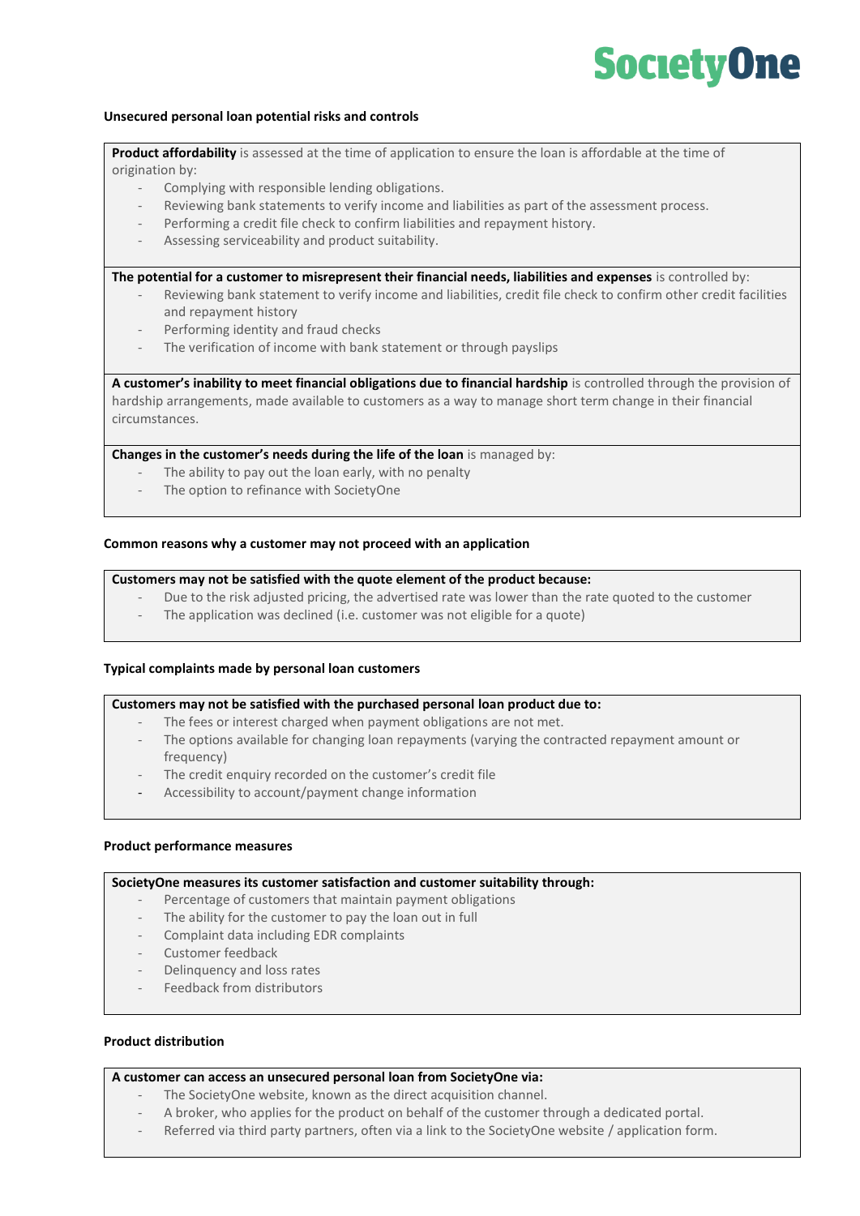### Unsecured personal loan potential risks and controls

**Product affordability** is assessed at the time of application to ensure the loan is affordable at the time of origination by:

- Complying with responsible lending obligations.
- Reviewing bank statements to verify income and liabilities as part of the assessment process.
- Performing a credit file check to confirm liabilities and repayment history.
- Assessing serviceability and product suitability.

**The potential for a customer to misrepresent their financial needs, liabilities and expenses** is controlled by:

- Reviewing bank statement to verify income and liabilities, credit file check to confirm other credit facilities and repayment history
- Performing identity and fraud checks
- The verification of income with bank statement or through payslips

**A customer's inability to meet financial obligations due to financial hardship** is controlled through the provision of hardship arrangements, made available to customers as a way to manage short term change in their financial circumstances.

**Changes in the customer's needs during the life of the loan** is managed by:

- The ability to pay out the loan early, with no penalty
- The option to refinance with SocietyOne

### Common reasons why a customer may not proceed with an application

**Customers may not be satisfied with the quote element of the product because:**

- Due to the risk adjusted pricing, the advertised rate was lower than the rate quoted to the customer
- The application was declined (i.e. customer was not eligible for a quote)

### Typical complaints made by personal loan customers

**Customers may not be satisfied with the purchased personal loan product due to:**

- The fees or interest charged when payment obligations are not met.
- The options available for changing loan repayments (varying the contracted repayment amount or frequency)
- The credit enquiry recorded on the customer's credit file
- Accessibility to account/payment change information

### Product performance measures

**SocietyOne measures its customer satisfaction and customer suitability through:**

- Percentage of customers that maintain payment obligations
- The ability for the customer to pay the loan out in full
- Complaint data including EDR complaints
- Customer feedback
- Delinquency and loss rates
- Feedback from distributors

### Product distribution

**A customer can access an unsecured personal loan from SocietyOne via:**

- The SocietyOne website, known as the direct acquisition channel.
- A broker, who applies for the product on behalf of the customer through a dedicated portal.
- Referred via third party partners, often via a link to the SocietyOne website / application form.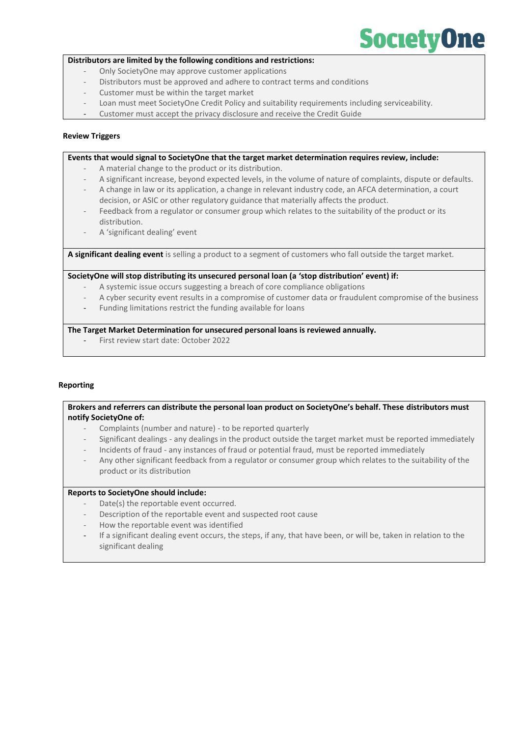**Distributors are limited by the following conditions and restrictions:**

- Only SocietyOne may approve customer applications
- Distributors must be approved and adhere to contract terms and conditions
- Customer must be within the target market
- Loan must meet SocietyOne Credit Policy and suitability requirements including serviceability.
- Customer must accept the privacy disclosure and receive the Credit Guide

## Review Triggers

**Events that would signal to SocietyOne that the target market determination requires review, include:**

- A material change to the product or its distribution.
- A significant increase, beyond expected levels, in the volume of nature of complaints, dispute or defaults.
- A change in law or its application, a change in relevant industry code, an AFCA determination, a court decision, or ASIC or other regulatory guidance that materially affects the product.
- Feedback from a regulator or consumer group which relates to the suitability of the product or its distribution.
- A 'significant dealing' event

**A significant dealing event** is selling a product to a segment of customers who fall outside the target market.

**SocietyOne will stop distributing its unsecured personal loan (a 'stop distribution' event) if:**

- A systemic issue occurs suggesting a breach of core compliance obligations
- A cyber security event results in a compromise of customer data or fraudulent compromise of the business
- Funding limitations restrict the funding available for loans

**The Target Market Determination for unsecured personal loans is reviewed annually.**

- First review start date: October 2022

## Reporting

**Brokers and referrers can distribute the personal loan product on SocietyOne's behalf. These distributors must notify SocietyOne of:**

- Complaints (number and nature) - to be reported quarterly
- Significant dealings - any dealings in the product outside the target market must be reported immediately
- Incidents of fraud - any instances of fraud or potential fraud, must be reported immediately
- Any other significant feedback from a regulator or consumer group which relates to the suitability of the product or its distribution

**Reports to SocietyOne should include:**

- Date(s) the reportable event occurred.
- Description of the reportable event and suspected root cause
- How the reportable event was identified
- If a significant dealing event occurs, the steps, if any, that have been, or will be, taken in relation to the significant dealing